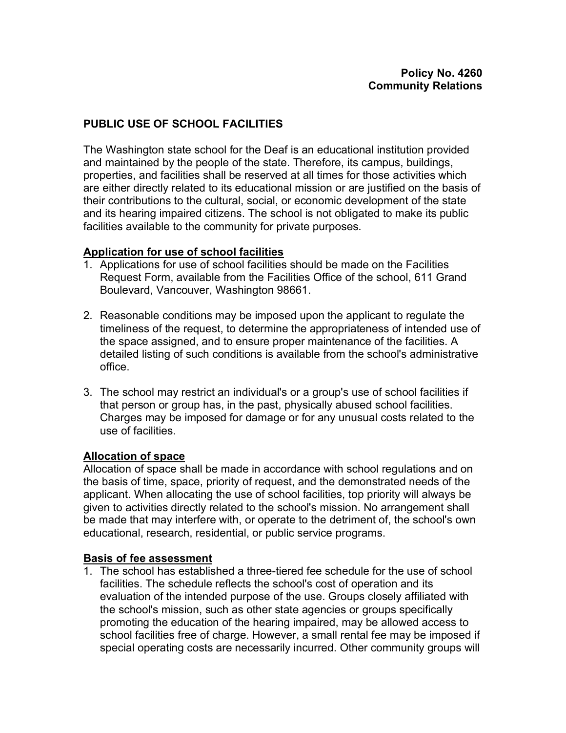**Policy No. 4260**
**Community Relations**

# PUBLIC USE OF SCHOOL FACILITIES

The Washington state school for the Deaf is an educational institution provided and maintained by the people of the state. Therefore, its campus, buildings, properties, and facilities shall be reserved at all times for those activities which are either directly related to its educational mission or are justified on the basis of their contributions to the cultural, social, or economic development of the state and its hearing impaired citizens. The school is not obligated to make its public facilities available to the community for private purposes.

## Application for use of school facilities

1. Applications for use of school facilities should be made on the Facilities Request Form, available from the Facilities Office of the school, 611 Grand Boulevard, Vancouver, Washington 98661.

2. Reasonable conditions may be imposed upon the applicant to regulate the timeliness of the request, to determine the appropriateness of intended use of the space assigned, and to ensure proper maintenance of the facilities. A detailed listing of such conditions is available from the school's administrative office.

3. The school may restrict an individual's or a group's use of school facilities if that person or group has, in the past, physically abused school facilities. Charges may be imposed for damage or for any unusual costs related to the use of facilities.

## Allocation of space

Allocation of space shall be made in accordance with school regulations and on the basis of time, space, priority of request, and the demonstrated needs of the applicant. When allocating the use of school facilities, top priority will always be given to activities directly related to the school's mission. No arrangement shall be made that may interfere with, or operate to the detriment of, the school's own educational, research, residential, or public service programs.

## Basis of fee assessment

1. The school has established a three-tiered fee schedule for the use of school facilities. The schedule reflects the school's cost of operation and its evaluation of the intended purpose of the use. Groups closely affiliated with the school's mission, such as other state agencies or groups specifically promoting the education of the hearing impaired, may be allowed access to school facilities free of charge. However, a small rental fee may be imposed if special operating costs are necessarily incurred. Other community groups will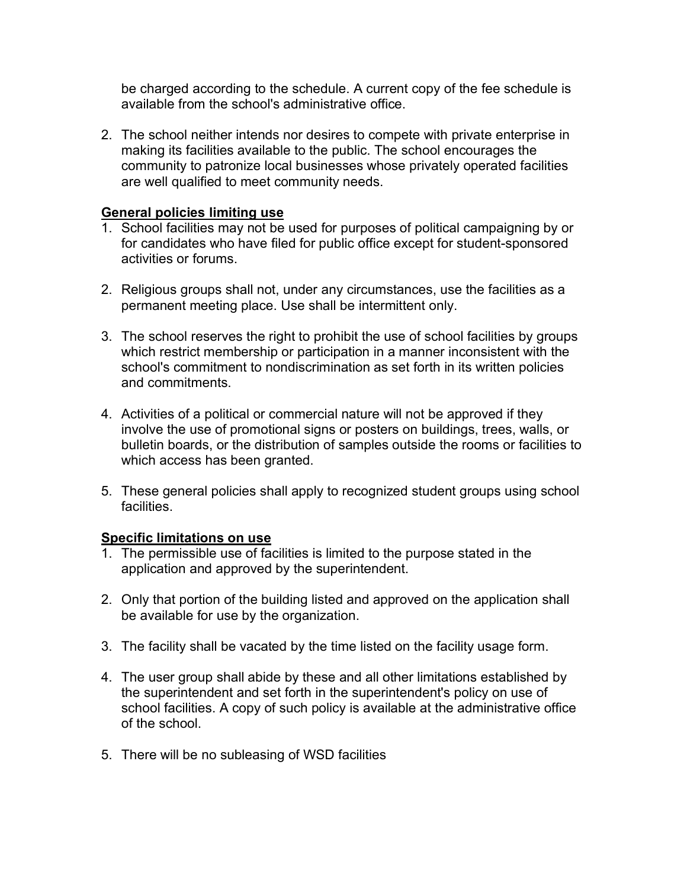be charged according to the schedule. A current copy of the fee schedule is available from the school's administrative office.

2. The school neither intends nor desires to compete with private enterprise in making its facilities available to the public. The school encourages the community to patronize local businesses whose privately operated facilities are well qualified to meet community needs.

**General policies limiting use**

1. School facilities may not be used for purposes of political campaigning by or for candidates who have filed for public office except for student-sponsored activities or forums.

2. Religious groups shall not, under any circumstances, use the facilities as a permanent meeting place. Use shall be intermittent only.

3. The school reserves the right to prohibit the use of school facilities by groups which restrict membership or participation in a manner inconsistent with the school's commitment to nondiscrimination as set forth in its written policies and commitments.

4. Activities of a political or commercial nature will not be approved if they involve the use of promotional signs or posters on buildings, trees, walls, or bulletin boards, or the distribution of samples outside the rooms or facilities to which access has been granted.

5. These general policies shall apply to recognized student groups using school facilities.

**Specific limitations on use**

1. The permissible use of facilities is limited to the purpose stated in the application and approved by the superintendent.

2. Only that portion of the building listed and approved on the application shall be available for use by the organization.

3. The facility shall be vacated by the time listed on the facility usage form.

4. The user group shall abide by these and all other limitations established by the superintendent and set forth in the superintendent's policy on use of school facilities. A copy of such policy is available at the administrative office of the school.

5. There will be no subleasing of WSD facilities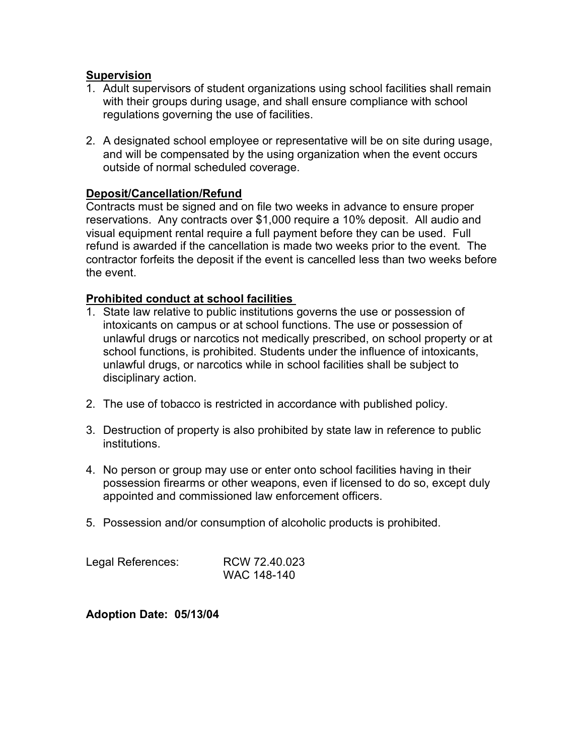**Supervision**

1. Adult supervisors of student organizations using school facilities shall remain with their groups during usage, and shall ensure compliance with school regulations governing the use of facilities.

2. A designated school employee or representative will be on site during usage, and will be compensated by the using organization when the event occurs outside of normal scheduled coverage.

**Deposit/Cancellation/Refund**

Contracts must be signed and on file two weeks in advance to ensure proper reservations. Any contracts over $1,000 require a 10% deposit. All audio and visual equipment rental require a full payment before they can be used. Full refund is awarded if the cancellation is made two weeks prior to the event. The contractor forfeits the deposit if the event is cancelled less than two weeks before the event.

**Prohibited conduct at school facilities**

1. State law relative to public institutions governs the use or possession of intoxicants on campus or at school functions. The use or possession of unlawful drugs or narcotics not medically prescribed, on school property or at school functions, is prohibited. Students under the influence of intoxicants, unlawful drugs, or narcotics while in school facilities shall be subject to disciplinary action.

2. The use of tobacco is restricted in accordance with published policy.

3. Destruction of property is also prohibited by state law in reference to public institutions.

4. No person or group may use or enter onto school facilities having in their possession firearms or other weapons, even if licensed to do so, except duly appointed and commissioned law enforcement officers.

5. Possession and/or consumption of alcoholic products is prohibited.

Legal References: RCW 72.40.023
WAC 148-140

**Adoption Date: 05/13/04**